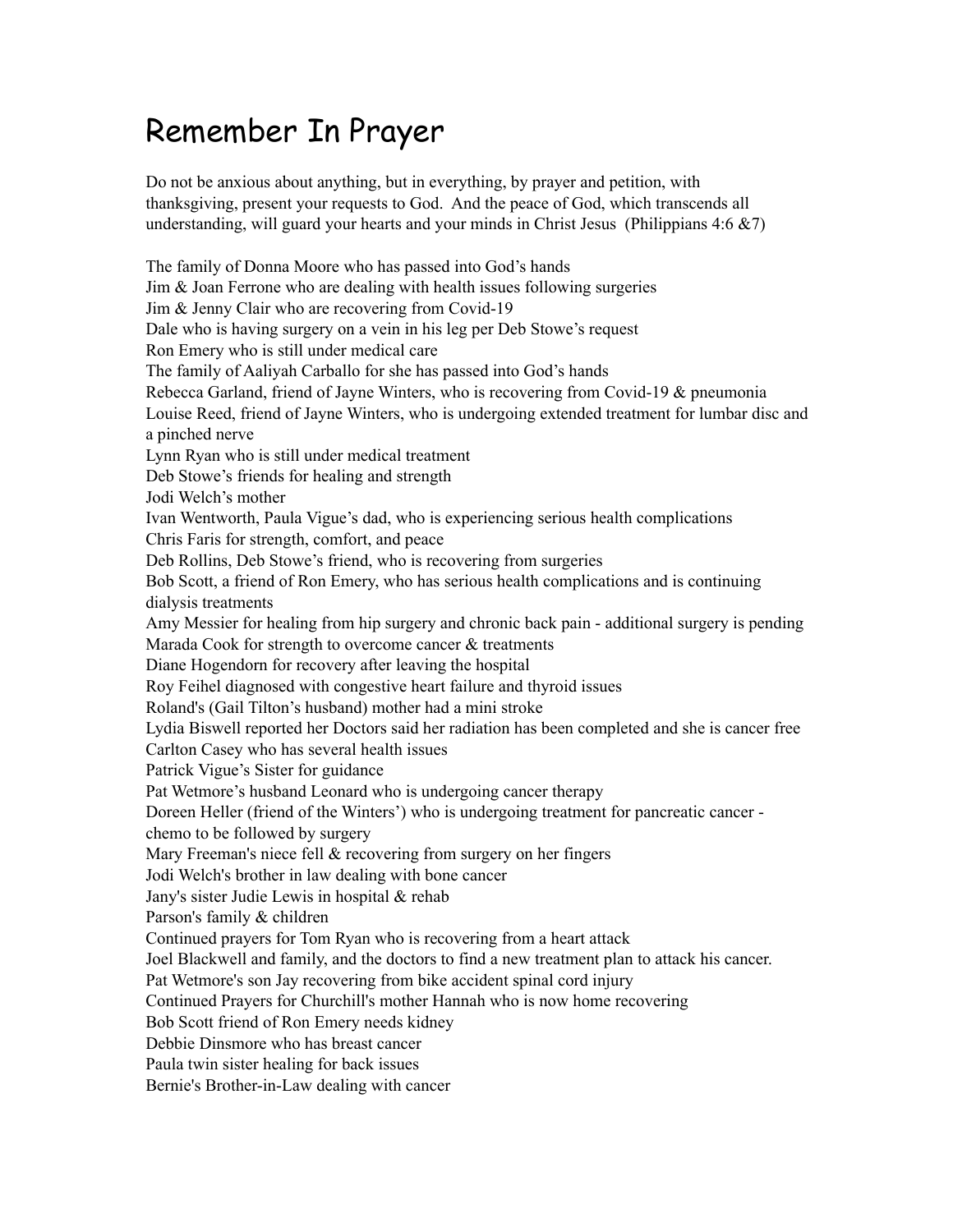# Remember In Prayer

Do not be anxious about anything, but in everything, by prayer and petition, with thanksgiving, present your requests to God. And the peace of God, which transcends all understanding, will guard your hearts and your minds in Christ Jesus (Philippians 4:6 &7)

The family of Donna Moore who has passed into God's hands
Jim & Joan Ferrone who are dealing with health issues following surgeries
Jim & Jenny Clair who are recovering from Covid-19
Dale who is having surgery on a vein in his leg per Deb Stowe's request
Ron Emery who is still under medical care
The family of Aaliyah Carballo for she has passed into God's hands
Rebecca Garland, friend of Jayne Winters, who is recovering from Covid-19 & pneumonia
Louise Reed, friend of Jayne Winters, who is undergoing extended treatment for lumbar disc and a pinched nerve
Lynn Ryan who is still under medical treatment
Deb Stowe's friends for healing and strength
Jodi Welch's mother
Ivan Wentworth, Paula Vigue's dad, who is experiencing serious health complications
Chris Faris for strength, comfort, and peace
Deb Rollins, Deb Stowe's friend, who is recovering from surgeries
Bob Scott, a friend of Ron Emery, who has serious health complications and is continuing dialysis treatments
Amy Messier for healing from hip surgery and chronic back pain - additional surgery is pending
Marada Cook for strength to overcome cancer & treatments
Diane Hogendorn for recovery after leaving the hospital
Roy Feihel diagnosed with congestive heart failure and thyroid issues
Roland's (Gail Tilton's husband) mother had a mini stroke
Lydia Biswell reported her Doctors said her radiation has been completed and she is cancer free
Carlton Casey who has several health issues
Patrick Vigue's Sister for guidance
Pat Wetmore's husband Leonard who is undergoing cancer therapy
Doreen Heller (friend of the Winters') who is undergoing treatment for pancreatic cancer - chemo to be followed by surgery
Mary Freeman's niece fell & recovering from surgery on her fingers
Jodi Welch's brother in law dealing with bone cancer
Jany's sister Judie Lewis in hospital & rehab
Parson's family & children
Continued prayers for Tom Ryan who is recovering from a heart attack
Joel Blackwell and family, and the doctors to find a new treatment plan to attack his cancer.
Pat Wetmore's son Jay recovering from bike accident spinal cord injury
Continued Prayers for Churchill's mother Hannah who is now home recovering
Bob Scott friend of Ron Emery needs kidney
Debbie Dinsmore who has breast cancer
Paula twin sister healing for back issues
Bernie's Brother-in-Law dealing with cancer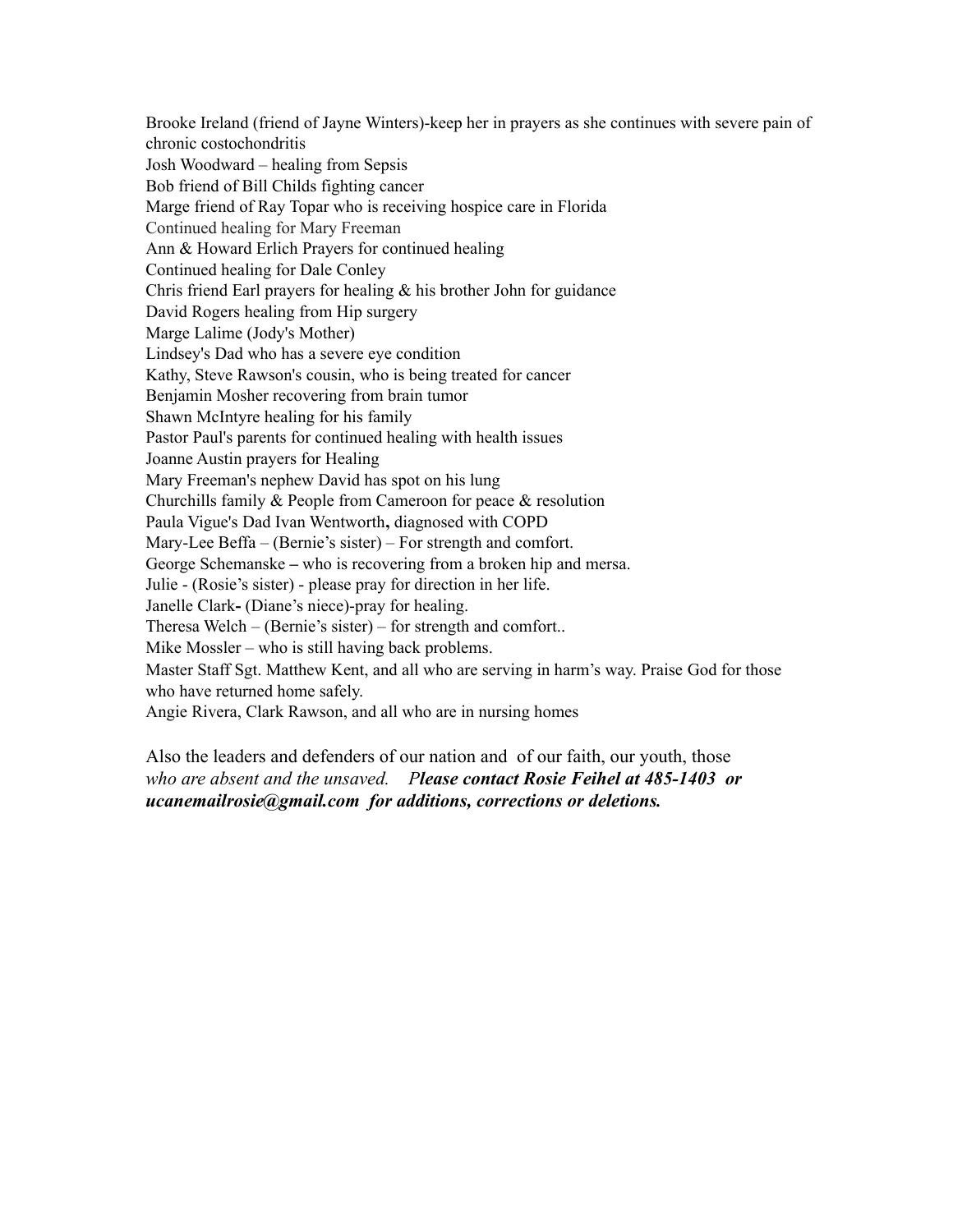Brooke Ireland (friend of Jayne Winters)-keep her in prayers as she continues with severe pain of chronic costochondritis
Josh Woodward – healing from Sepsis
Bob friend of Bill Childs fighting cancer
Marge friend of Ray Topar who is receiving hospice care in Florida
Continued healing for Mary Freeman
Ann & Howard Erlich Prayers for continued healing
Continued healing for Dale Conley
Chris friend Earl prayers for healing & his brother John for guidance
David Rogers healing from Hip surgery
Marge Lalime (Jody's Mother)
Lindsey's Dad who has a severe eye condition
Kathy, Steve Rawson's cousin, who is being treated for cancer
Benjamin Mosher recovering from brain tumor
Shawn McIntyre healing for his family
Pastor Paul's parents for continued healing with health issues
Joanne Austin prayers for Healing
Mary Freeman's nephew David has spot on his lung
Churchills family & People from Cameroon for peace & resolution
Paula Vigue's Dad Ivan Wentworth**,** diagnosed with COPD
Mary-Lee Beffa – (Bernie's sister) – For strength and comfort.
George Schemanske **–** who is recovering from a broken hip and mersa.
Julie - (Rosie's sister) - please pray for direction in her life.
Janelle Clark**-** (Diane's niece)-pray for healing.
Theresa Welch – (Bernie's sister) – for strength and comfort..
Mike Mossler – who is still having back problems.
Master Staff Sgt. Matthew Kent, and all who are serving in harm's way. Praise God for those who have returned home safely.
Angie Rivera, Clark Rawson, and all who are in nursing homes

Also the leaders and defenders of our nation and of our faith, our youth, those *who are absent and the unsaved.* ***Please contact Rosie Feihel at 485-1403 or ucanemailrosie@gmail.com for additions, corrections or deletions.***